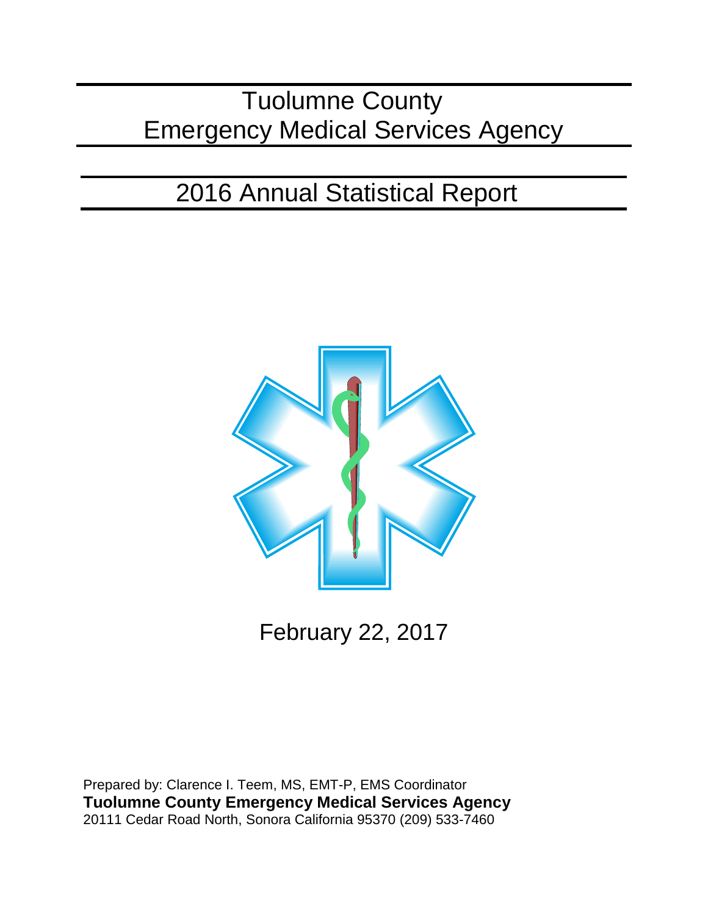# Tuolumne County Emergency Medical Services Agency

## 2016 Annual Statistical Report

February 22, 2017

Prepared by: Clarence I. Teem, MS, EMT-P, EMS Coordinator
**Tuolumne County Emergency Medical Services Agency**
20111 Cedar Road North, Sonora California 95370 (209) 533-7460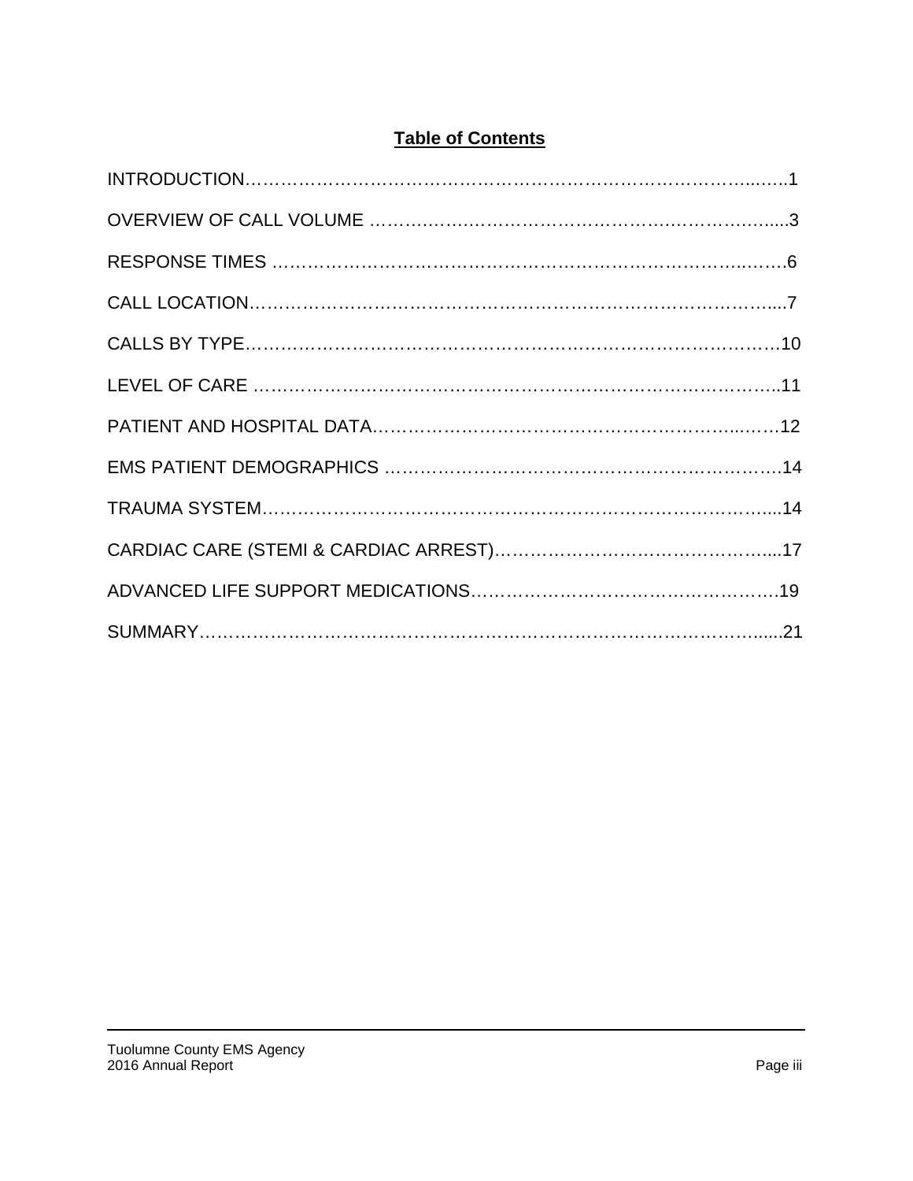## Table of Contents

INTRODUCTION……………………………………………………………………………..…..1

OVERVIEW OF CALL VOLUME ……….……….……………………….…….………….....3

RESPONSE TIMES ………………….……………….……………….……………….….…….6

CALL LOCATION……………………………………………………………………………....7

CALLS BY TYPE..…………………….……….…………………….……….…….……….…10

LEVEL OF CARE ….…………………………………………………….……………………..11

PATIENT AND HOSPITAL DATA………………………………….…………………...……12

EMS PATIENT DEMOGRAPHICS ………………………………………………………….14

TRAUMA SYSTEM……………………………………………………………………….…...14

CARDIAC CARE (STEMI & CARDIAC ARREST)………………………………………....17

ADVANCED LIFE SUPPORT MEDICATIONS……………………………………………..19

SUMMARY……………………………………………………………………………………......21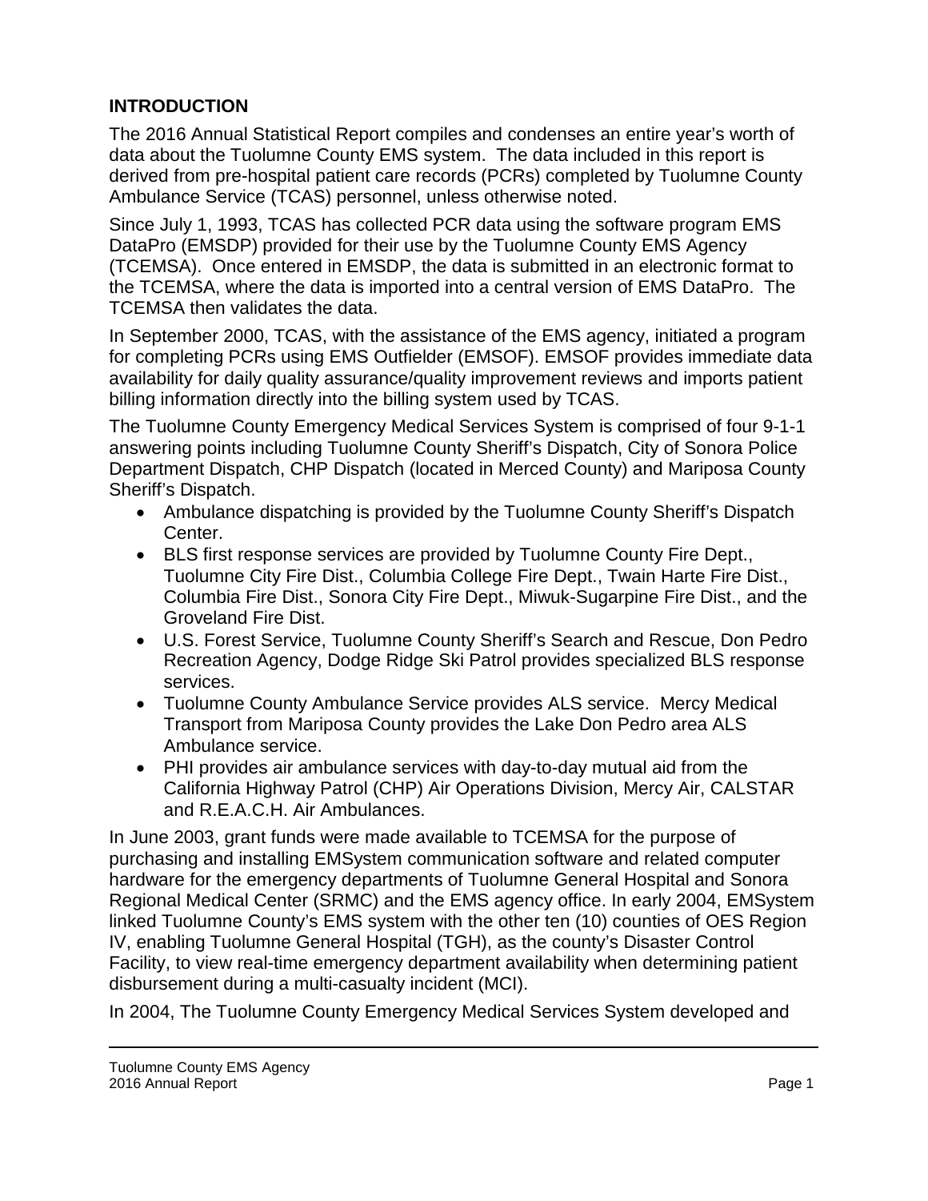## INTRODUCTION

The 2016 Annual Statistical Report compiles and condenses an entire year's worth of data about the Tuolumne County EMS system. The data included in this report is derived from pre-hospital patient care records (PCRs) completed by Tuolumne County Ambulance Service (TCAS) personnel, unless otherwise noted.

Since July 1, 1993, TCAS has collected PCR data using the software program EMS DataPro (EMSDP) provided for their use by the Tuolumne County EMS Agency (TCEMSA). Once entered in EMSDP, the data is submitted in an electronic format to the TCEMSA, where the data is imported into a central version of EMS DataPro. The TCEMSA then validates the data.

In September 2000, TCAS, with the assistance of the EMS agency, initiated a program for completing PCRs using EMS Outfielder (EMSOF). EMSOF provides immediate data availability for daily quality assurance/quality improvement reviews and imports patient billing information directly into the billing system used by TCAS.

The Tuolumne County Emergency Medical Services System is comprised of four 9-1-1 answering points including Tuolumne County Sheriff's Dispatch, City of Sonora Police Department Dispatch, CHP Dispatch (located in Merced County) and Mariposa County Sheriff's Dispatch.

- Ambulance dispatching is provided by the Tuolumne County Sheriff's Dispatch Center.
- BLS first response services are provided by Tuolumne County Fire Dept., Tuolumne City Fire Dist., Columbia College Fire Dept., Twain Harte Fire Dist., Columbia Fire Dist., Sonora City Fire Dept., Miwuk-Sugarpine Fire Dist., and the Groveland Fire Dist.
- U.S. Forest Service, Tuolumne County Sheriff's Search and Rescue, Don Pedro Recreation Agency, Dodge Ridge Ski Patrol provides specialized BLS response services.
- Tuolumne County Ambulance Service provides ALS service. Mercy Medical Transport from Mariposa County provides the Lake Don Pedro area ALS Ambulance service.
- PHI provides air ambulance services with day-to-day mutual aid from the California Highway Patrol (CHP) Air Operations Division, Mercy Air, CALSTAR and R.E.A.C.H. Air Ambulances.

In June 2003, grant funds were made available to TCEMSA for the purpose of purchasing and installing EMSystem communication software and related computer hardware for the emergency departments of Tuolumne General Hospital and Sonora Regional Medical Center (SRMC) and the EMS agency office. In early 2004, EMSystem linked Tuolumne County's EMS system with the other ten (10) counties of OES Region IV, enabling Tuolumne General Hospital (TGH), as the county's Disaster Control Facility, to view real-time emergency department availability when determining patient disbursement during a multi-casualty incident (MCI).

In 2004, The Tuolumne County Emergency Medical Services System developed and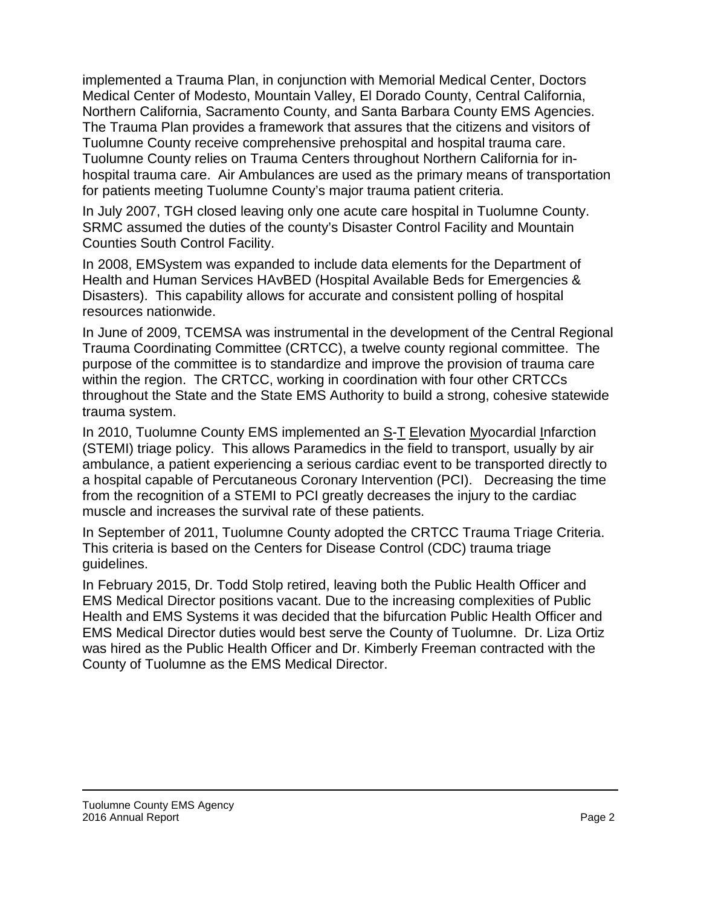implemented a Trauma Plan, in conjunction with Memorial Medical Center, Doctors Medical Center of Modesto, Mountain Valley, El Dorado County, Central California, Northern California, Sacramento County, and Santa Barbara County EMS Agencies. The Trauma Plan provides a framework that assures that the citizens and visitors of Tuolumne County receive comprehensive prehospital and hospital trauma care. Tuolumne County relies on Trauma Centers throughout Northern California for in-hospital trauma care. Air Ambulances are used as the primary means of transportation for patients meeting Tuolumne County's major trauma patient criteria.

In July 2007, TGH closed leaving only one acute care hospital in Tuolumne County. SRMC assumed the duties of the county's Disaster Control Facility and Mountain Counties South Control Facility.

In 2008, EMSystem was expanded to include data elements for the Department of Health and Human Services HAvBED (Hospital Available Beds for Emergencies & Disasters). This capability allows for accurate and consistent polling of hospital resources nationwide.

In June of 2009, TCEMSA was instrumental in the development of the Central Regional Trauma Coordinating Committee (CRTCC), a twelve county regional committee. The purpose of the committee is to standardize and improve the provision of trauma care within the region. The CRTCC, working in coordination with four other CRTCCs throughout the State and the State EMS Authority to build a strong, cohesive statewide trauma system.

In 2010, Tuolumne County EMS implemented an S-T Elevation Myocardial Infarction (STEMI) triage policy. This allows Paramedics in the field to transport, usually by air ambulance, a patient experiencing a serious cardiac event to be transported directly to a hospital capable of Percutaneous Coronary Intervention (PCI). Decreasing the time from the recognition of a STEMI to PCI greatly decreases the injury to the cardiac muscle and increases the survival rate of these patients.

In September of 2011, Tuolumne County adopted the CRTCC Trauma Triage Criteria. This criteria is based on the Centers for Disease Control (CDC) trauma triage guidelines.

In February 2015, Dr. Todd Stolp retired, leaving both the Public Health Officer and EMS Medical Director positions vacant. Due to the increasing complexities of Public Health and EMS Systems it was decided that the bifurcation Public Health Officer and EMS Medical Director duties would best serve the County of Tuolumne. Dr. Liza Ortiz was hired as the Public Health Officer and Dr. Kimberly Freeman contracted with the County of Tuolumne as the EMS Medical Director.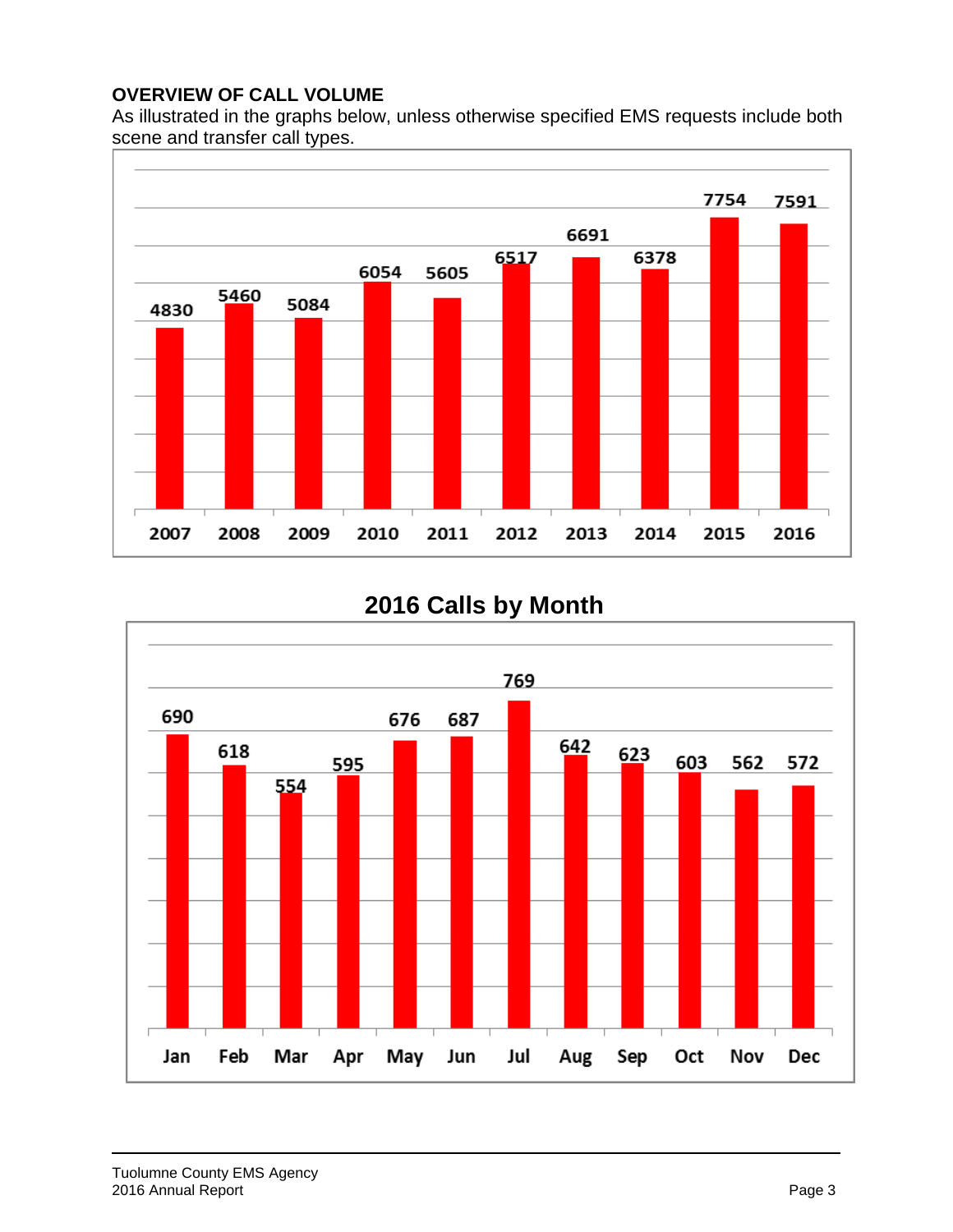**OVERVIEW OF CALL VOLUME**

As illustrated in the graphs below, unless otherwise specified EMS requests include both scene and transfer call types.

| 2007 | 2008 | 2009 | 2010 | 2011 | 2012 | 2013 | 2014 | 2015 | 2016 |
|---|---|---|---|---|---|---|---|---|---|
| 4830 | 5460 | 5084 | 6054 | 5605 | 6517 | 6691 | 6378 | 7754 | 7591 |

**2016 Calls by Month**

| Jan | Feb | Mar | Apr | May | Jun | Jul | Aug | Sep | Oct | Nov | Dec |
|---|---|---|---|---|---|---|---|---|---|---|---|
| 690 | 618 | 554 | 595 | 676 | 687 | 769 | 642 | 623 | 603 | 562 | 572 |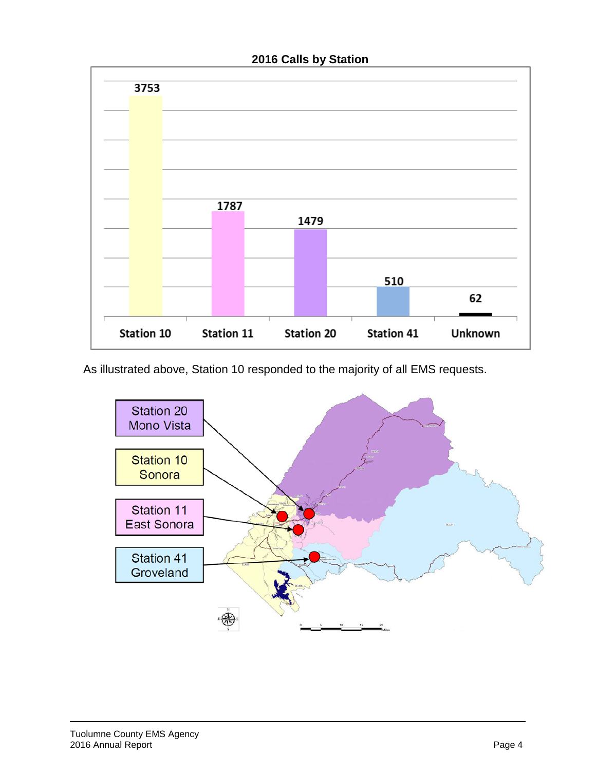**2016 Calls by Station**

| Station | Calls |
|---|---|
| Station 10 | 3753 |
| Station 11 | 1787 |
| Station 20 | 1479 |
| Station 41 | 510 |
| Unknown | 62 |

As illustrated above, Station 10 responded to the majority of all EMS requests.

Station 20 Mono Vista

Station 10 Sonora

Station 11 East Sonora

Station 41 Groveland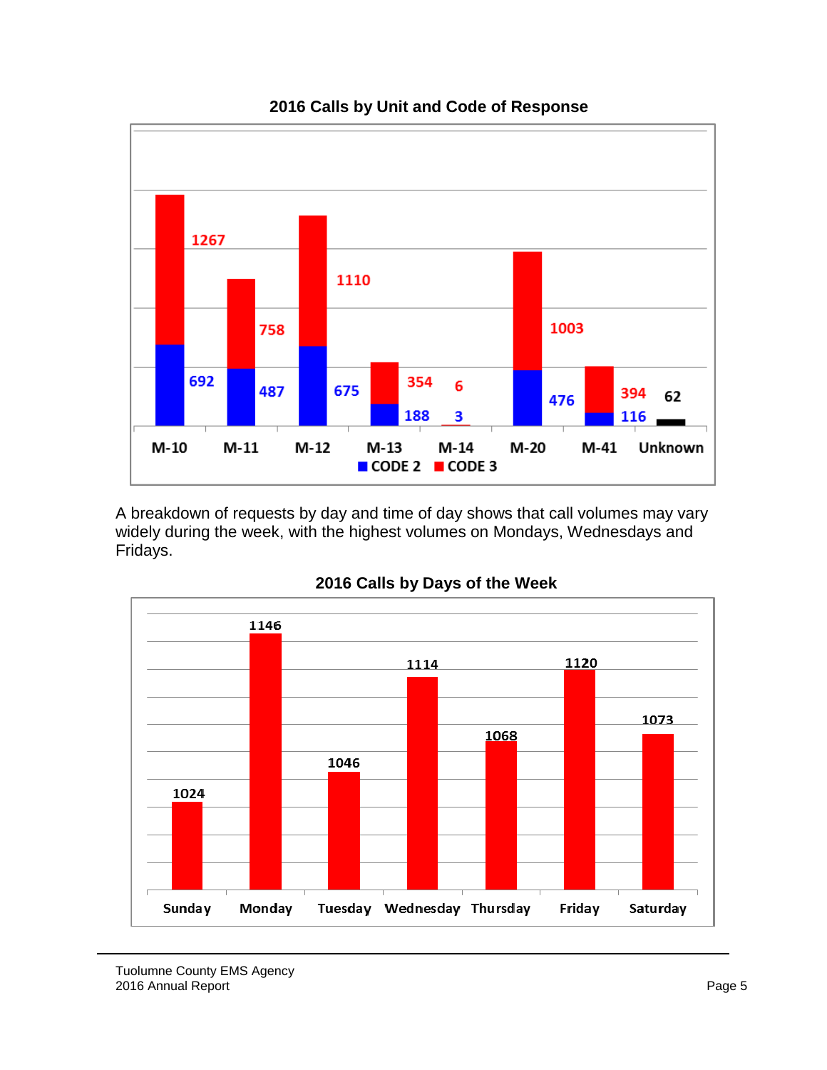**2016 Calls by Unit and Code of Response**

| Unit | CODE 2 | CODE 3 |
|---|---|---|
| M-10 | 692 | 1267 |
| M-11 | 487 | 758 |
| M-12 | 675 | 1110 |
| M-13 | 188 | 354 |
| M-14 | 3 | 6 |
| M-20 | 476 | 1003 |
| M-41 | 116 | 394 |
| Unknown | 62 | |

A breakdown of requests by day and time of day shows that call volumes may vary widely during the week, with the highest volumes on Mondays, Wednesdays and Fridays.

**2016 Calls by Days of the Week**

| Day | Calls |
|---|---|
| Sunday | 1024 |
| Monday | 1146 |
| Tuesday | 1046 |
| Wednesday | 1114 |
| Thursday | 1068 |
| Friday | 1120 |
| Saturday | 1073 |

Tuolumne County EMS Agency
2016 Annual Report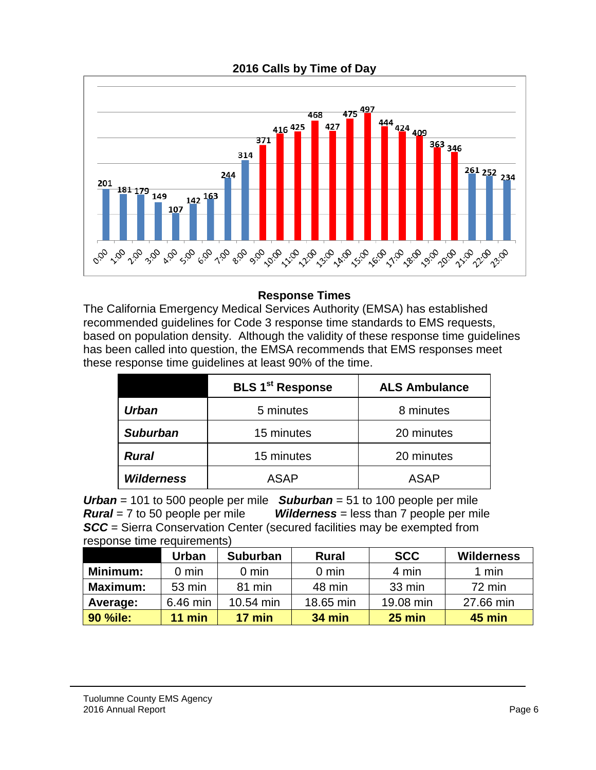## 2016 Calls by Time of Day

| Time | Calls |
|---|---|
| 0:00 | 201 |
| 1:00 | 181 |
| 2:00 | 179 |
| 3:00 | 149 |
| 4:00 | 107 |
| 5:00 | 142 |
| 6:00 | 163 |
| 7:00 | 244 |
| 8:00 | 314 |
| 9:00 | 371 |
| 10:00 | 416 |
| 11:00 | 425 |
| 12:00 | 468 |
| 13:00 | 427 |
| 14:00 | 475 |
| 15:00 | 497 |
| 16:00 | 444 |
| 17:00 | 424 |
| 18:00 | 409 |
| 19:00 | 363 |
| 20:00 | 346 |
| 21:00 | 261 |
| 22:00 | 252 |
| 23:00 | 234 |

## Response Times

The California Emergency Medical Services Authority (EMSA) has established recommended guidelines for Code 3 response time standards to EMS requests, based on population density. Although the validity of these response time guidelines has been called into question, the EMSA recommends that EMS responses meet these response time guidelines at least 90% of the time.

| | BLS 1st Response | ALS Ambulance |
|---|---|---|
| ***Urban*** | 5 minutes | 8 minutes |
| ***Suburban*** | 15 minutes | 20 minutes |
| ***Rural*** | 15 minutes | 20 minutes |
| ***Wilderness*** | ASAP | ASAP |

***Urban*** = 101 to 500 people per mile ***Suburban*** = 51 to 100 people per mile
***Rural*** = 7 to 50 people per mile ***Wilderness*** = less than 7 people per mile
***SCC*** = Sierra Conservation Center (secured facilities may be exempted from response time requirements)

| | Urban | Suburban | Rural | SCC | Wilderness |
|---|---|---|---|---|---|
| **Minimum:** | 0 min | 0 min | 0 min | 4 min | 1 min |
| **Maximum:** | 53 min | 81 min | 48 min | 33 min | 72 min |
| **Average:** | 6.46 min | 10.54 min | 18.65 min | 19.08 min | 27.66 min |
| **90 %ile:** | **11 min** | **17 min** | **34 min** | **25 min** | **45 min** |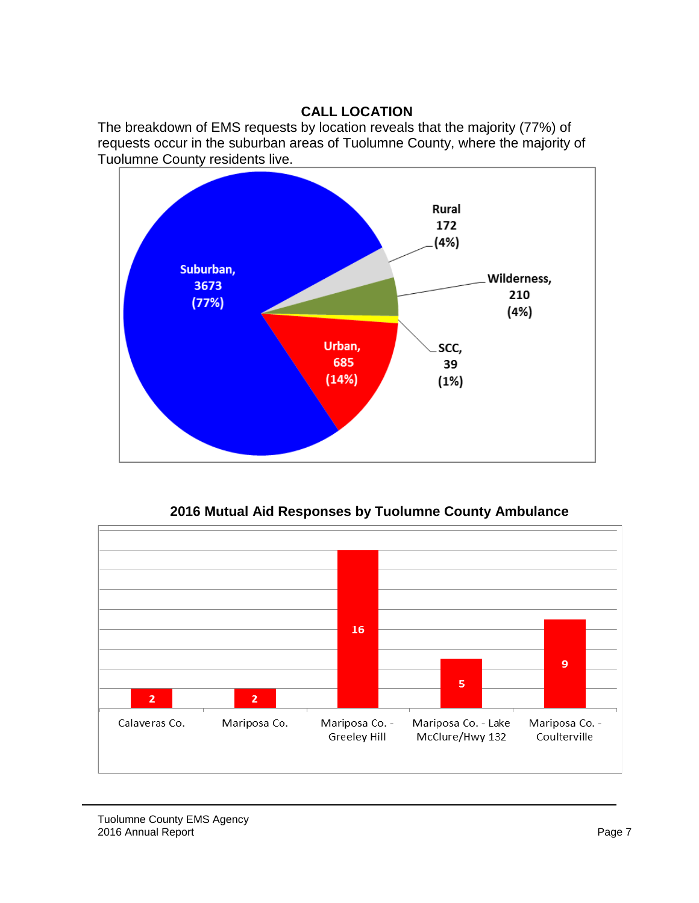## CALL LOCATION

The breakdown of EMS requests by location reveals that the majority (77%) of requests occur in the suburban areas of Tuolumne County, where the majority of Tuolumne County residents live.

| Location | Count | Percent |
|---|---|---|
| Suburban | 3673 | 77% |
| Urban | 685 | 14% |
| Rural | 172 | 4% |
| Wilderness | 210 | 4% |
| SCC | 39 | 1% |

### 2016 Mutual Aid Responses by Tuolumne County Ambulance

| Location | Responses |
|---|---|
| Calaveras Co. | 2 |
| Mariposa Co. | 2 |
| Mariposa Co. - Greeley Hill | 16 |
| Mariposa Co. - Lake McClure/Hwy 132 | 5 |
| Mariposa Co. - Coulterville | 9 |

Tuolumne County EMS Agency
2016 Annual Report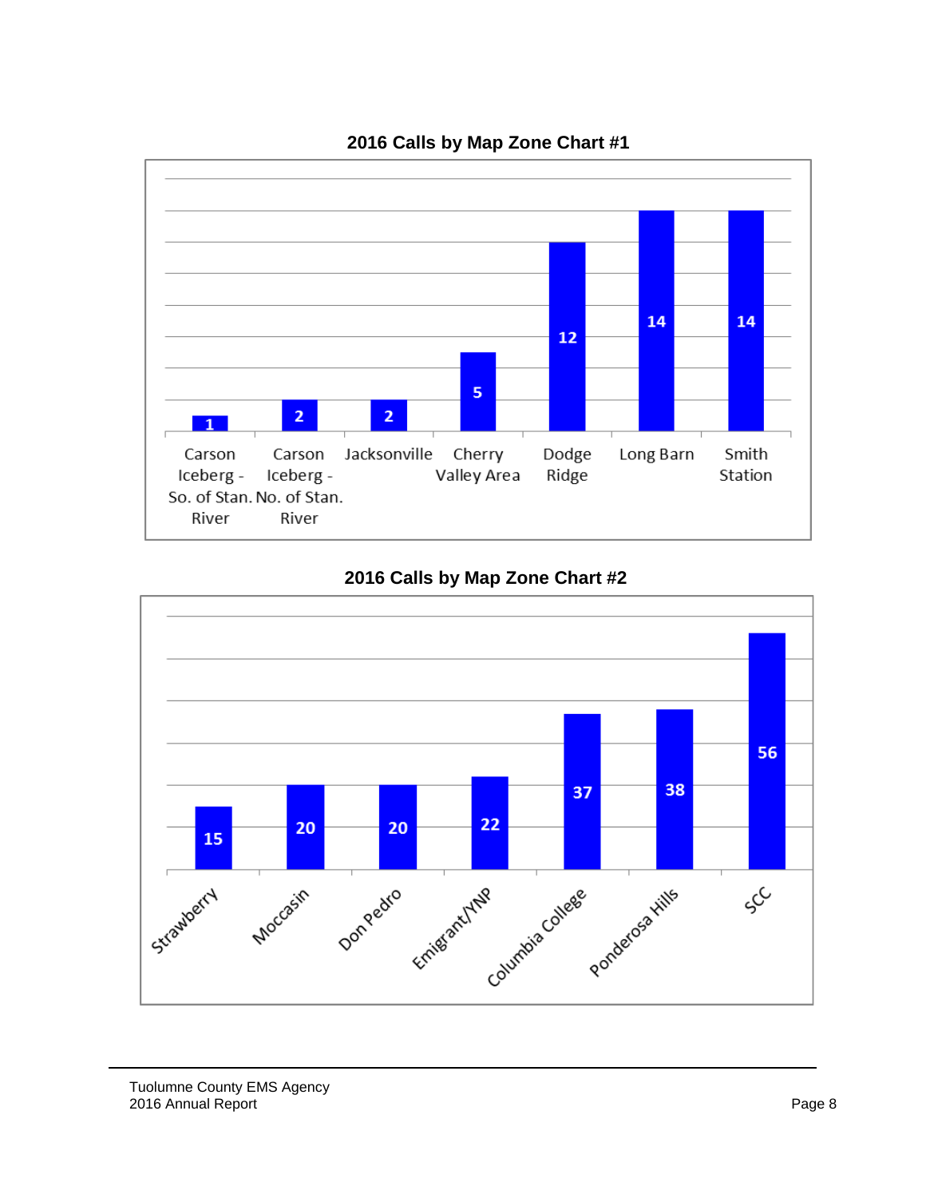**2016 Calls by Map Zone Chart #1**

| Map Zone | Calls |
|---|---|
| Carson Iceberg - So. of Stan. River | 1 |
| Carson Iceberg - No. of Stan. River | 2 |
| Jacksonville | 2 |
| Cherry Valley Area | 5 |
| Dodge Ridge | 12 |
| Long Barn | 14 |
| Smith Station | 14 |

**2016 Calls by Map Zone Chart #2**

| Map Zone | Calls |
|---|---|
| Strawberry | 15 |
| Moccasin | 20 |
| Don Pedro | 20 |
| Emigrant/YNP | 22 |
| Columbia College | 37 |
| Ponderosa Hills | 38 |
| SCC | 56 |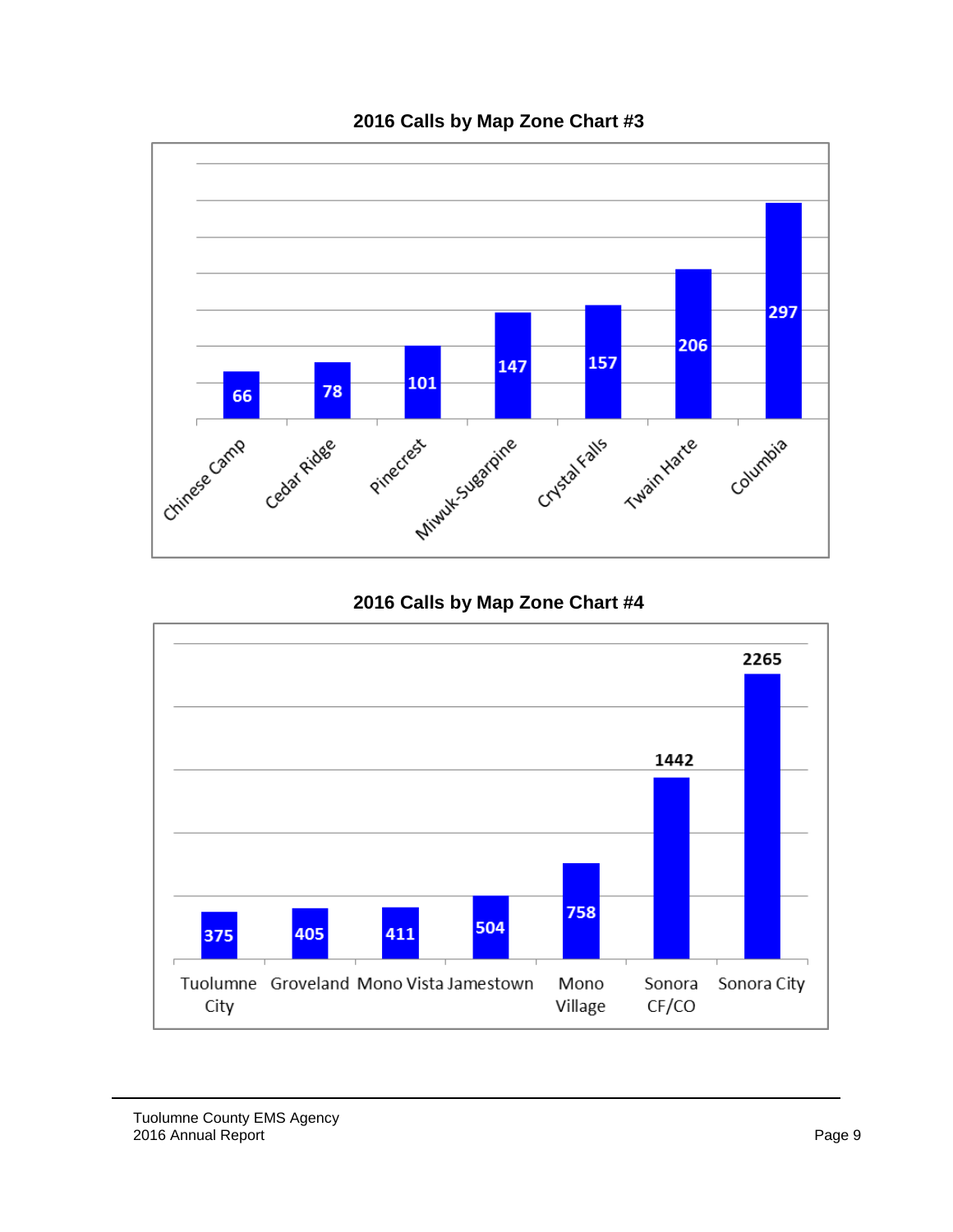**2016 Calls by Map Zone Chart #3**

| Map Zone | Calls |
|---|---|
| Chinese Camp | 66 |
| Cedar Ridge | 78 |
| Pinecrest | 101 |
| Miwuk-Sugarpine | 147 |
| Crystal Falls | 157 |
| Twain Harte | 206 |
| Columbia | 297 |

**2016 Calls by Map Zone Chart #4**

| Map Zone | Calls |
|---|---|
| Tuolumne City | 375 |
| Groveland | 405 |
| Mono Vista | 411 |
| Jamestown | 504 |
| Mono Village | 758 |
| Sonora CF/CO | 1442 |
| Sonora City | 2265 |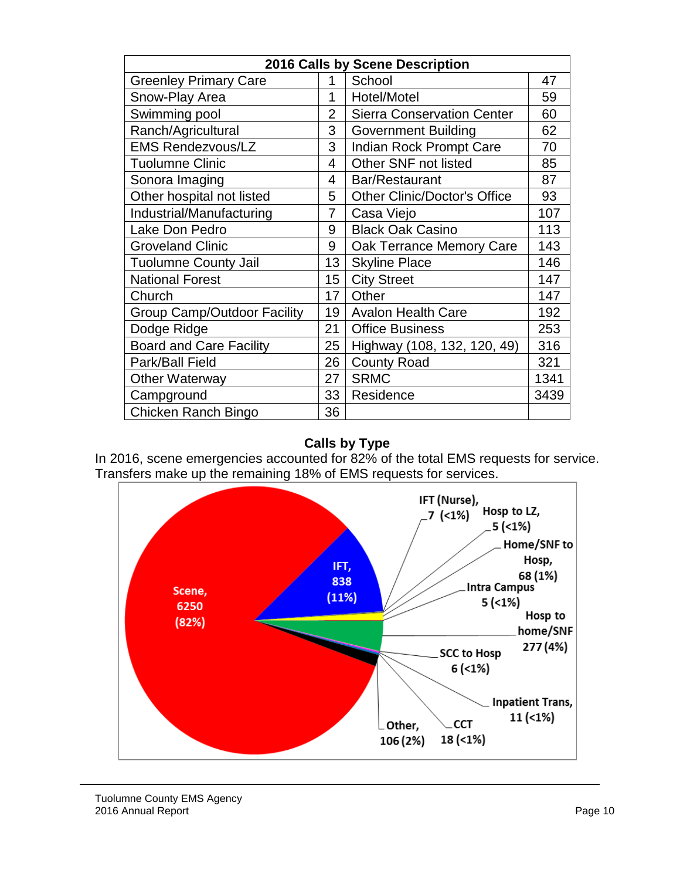| 2016 Calls by Scene Description | | | |
|---|---|---|---|
| Greenley Primary Care | 1 | School | 47 |
| Snow-Play Area | 1 | Hotel/Motel | 59 |
| Swimming pool | 2 | Sierra Conservation Center | 60 |
| Ranch/Agricultural | 3 | Government Building | 62 |
| EMS Rendezvous/LZ | 3 | Indian Rock Prompt Care | 70 |
| Tuolumne Clinic | 4 | Other SNF not listed | 85 |
| Sonora Imaging | 4 | Bar/Restaurant | 87 |
| Other hospital not listed | 5 | Other Clinic/Doctor's Office | 93 |
| Industrial/Manufacturing | 7 | Casa Viejo | 107 |
| Lake Don Pedro | 9 | Black Oak Casino | 113 |
| Groveland Clinic | 9 | Oak Terrance Memory Care | 143 |
| Tuolumne County Jail | 13 | Skyline Place | 146 |
| National Forest | 15 | City Street | 147 |
| Church | 17 | Other | 147 |
| Group Camp/Outdoor Facility | 19 | Avalon Health Care | 192 |
| Dodge Ridge | 21 | Office Business | 253 |
| Board and Care Facility | 25 | Highway (108, 132, 120, 49) | 316 |
| Park/Ball Field | 26 | County Road | 321 |
| Other Waterway | 27 | SRMC | 1341 |
| Campground | 33 | Residence | 3439 |
| Chicken Ranch Bingo | 36 | | |

## Calls by Type

In 2016, scene emergencies accounted for 82% of the total EMS requests for service. Transfers make up the remaining 18% of EMS requests for services.

| Call Type | Count (%) |
|---|---|
| Scene | 6250 (82%) |
| IFT | 838 (11%) |
| IFT (Nurse) | 7 (<1%) |
| Hosp to LZ | 5 (<1%) |
| Home/SNF to Hosp | 68 (1%) |
| Intra Campus | 5 (<1%) |
| Hosp to home/SNF | 277 (4%) |
| SCC to Hosp | 6 (<1%) |
| Inpatient Trans | 11 (<1%) |
| CCT | 18 (<1%) |
| Other | 106 (2%) |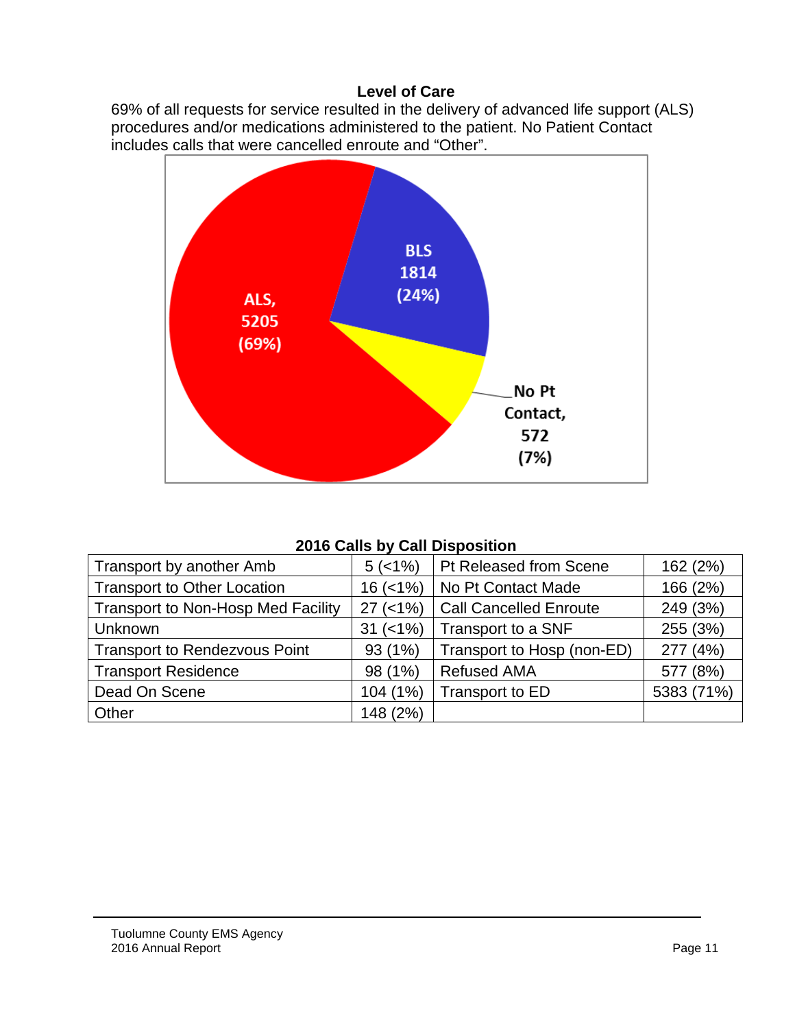## Level of Care

69% of all requests for service resulted in the delivery of advanced life support (ALS) procedures and/or medications administered to the patient. No Patient Contact includes calls that were cancelled enroute and "Other".

ALS, 5205 (69%)

BLS 1814 (24%)

No Pt Contact, 572 (7%)

### 2016 Calls by Call Disposition

| | | | |
|---|---|---|---|
| Transport by another Amb | 5 (<1%) | Pt Released from Scene | 162 (2%) |
| Transport to Other Location | 16 (<1%) | No Pt Contact Made | 166 (2%) |
| Transport to Non-Hosp Med Facility | 27 (<1%) | Call Cancelled Enroute | 249 (3%) |
| Unknown | 31 (<1%) | Transport to a SNF | 255 (3%) |
| Transport to Rendezvous Point | 93 (1%) | Transport to Hosp (non-ED) | 277 (4%) |
| Transport Residence | 98 (1%) | Refused AMA | 577 (8%) |
| Dead On Scene | 104 (1%) | Transport to ED | 5383 (71%) |
| Other | 148 (2%) | | |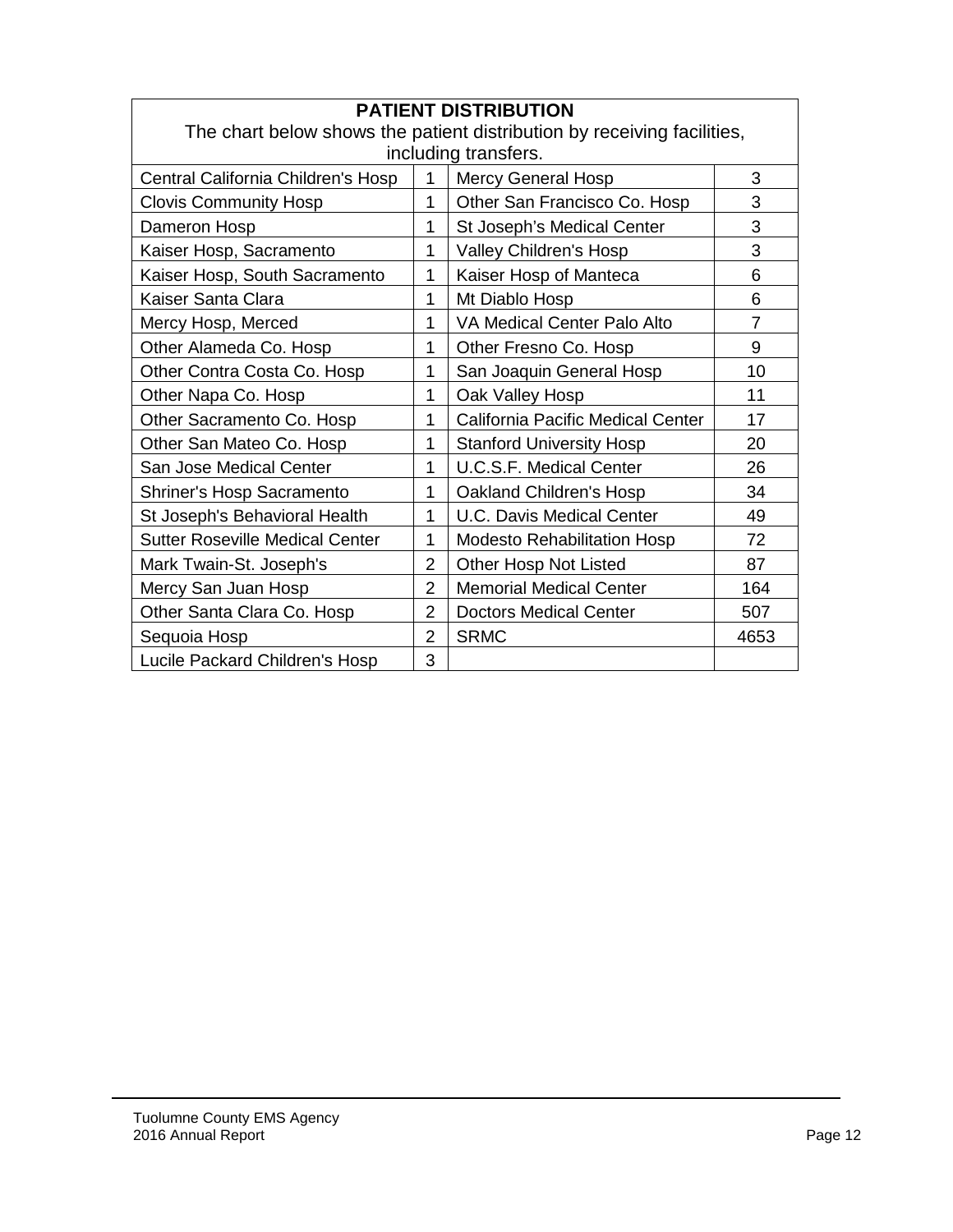| PATIENT DISTRIBUTION<br>The chart below shows the patient distribution by receiving facilities, including transfers. | | | |
|---|---|---|---|
| Central California Children's Hosp | 1 | Mercy General Hosp | 3 |
| Clovis Community Hosp | 1 | Other San Francisco Co. Hosp | 3 |
| Dameron Hosp | 1 | St Joseph's Medical Center | 3 |
| Kaiser Hosp, Sacramento | 1 | Valley Children's Hosp | 3 |
| Kaiser Hosp, South Sacramento | 1 | Kaiser Hosp of Manteca | 6 |
| Kaiser Santa Clara | 1 | Mt Diablo Hosp | 6 |
| Mercy Hosp, Merced | 1 | VA Medical Center Palo Alto | 7 |
| Other Alameda Co. Hosp | 1 | Other Fresno Co. Hosp | 9 |
| Other Contra Costa Co. Hosp | 1 | San Joaquin General Hosp | 10 |
| Other Napa Co. Hosp | 1 | Oak Valley Hosp | 11 |
| Other Sacramento Co. Hosp | 1 | California Pacific Medical Center | 17 |
| Other San Mateo Co. Hosp | 1 | Stanford University Hosp | 20 |
| San Jose Medical Center | 1 | U.C.S.F. Medical Center | 26 |
| Shriner's Hosp Sacramento | 1 | Oakland Children's Hosp | 34 |
| St Joseph's Behavioral Health | 1 | U.C. Davis Medical Center | 49 |
| Sutter Roseville Medical Center | 1 | Modesto Rehabilitation Hosp | 72 |
| Mark Twain-St. Joseph's | 2 | Other Hosp Not Listed | 87 |
| Mercy San Juan Hosp | 2 | Memorial Medical Center | 164 |
| Other Santa Clara Co. Hosp | 2 | Doctors Medical Center | 507 |
| Sequoia Hosp | 2 | SRMC | 4653 |
| Lucile Packard Children's Hosp | 3 | | |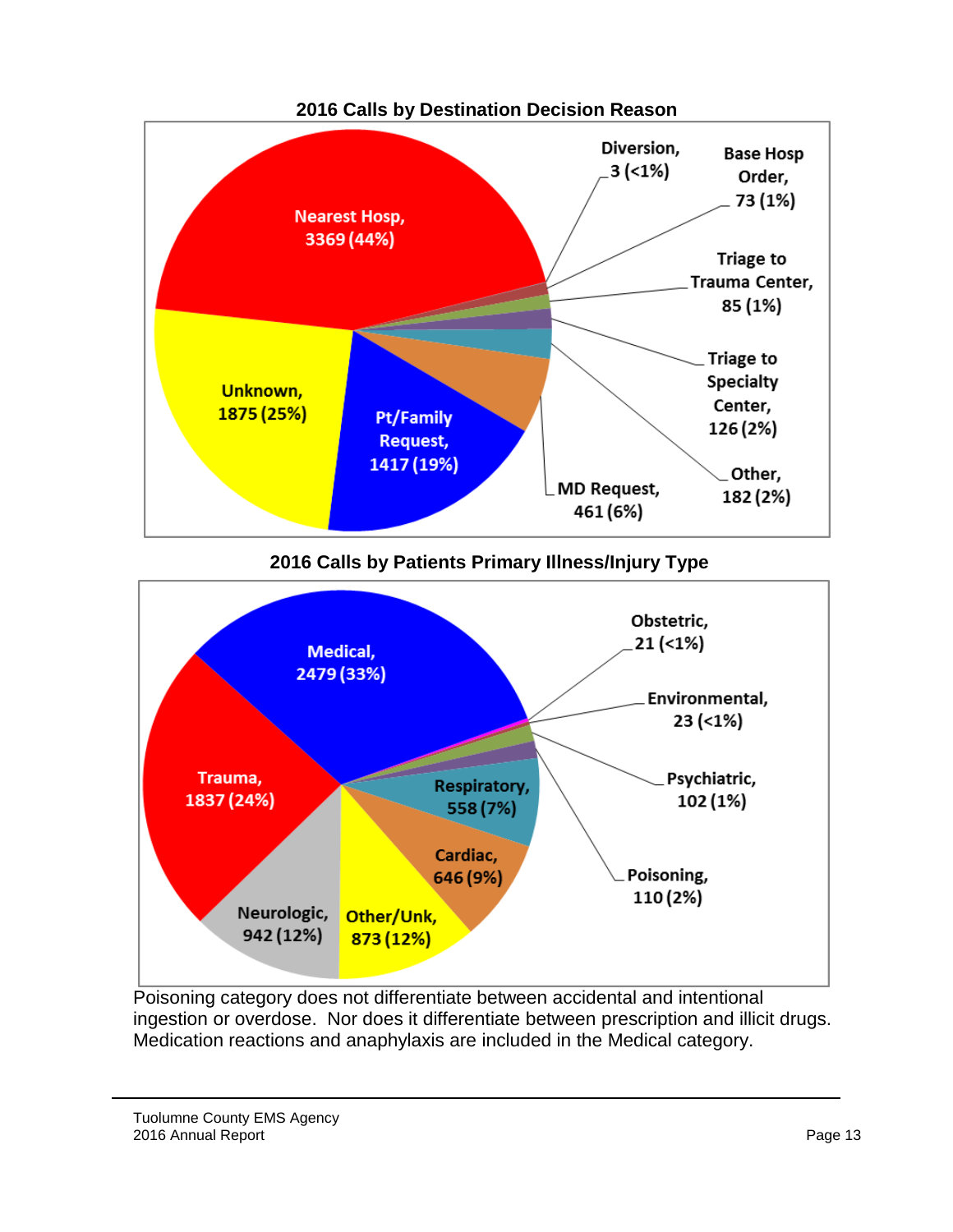## 2016 Calls by Destination Decision Reason

| Destination Decision Reason | Calls | Percent |
|---|---|---|
| Nearest Hosp | 3369 | 44% |
| Unknown | 1875 | 25% |
| Pt/Family Request | 1417 | 19% |
| MD Request | 461 | 6% |
| Other | 182 | 2% |
| Triage to Specialty Center | 126 | 2% |
| Triage to Trauma Center | 85 | 1% |
| Base Hosp Order | 73 | 1% |
| Diversion | 3 | <1% |

## 2016 Calls by Patients Primary Illness/Injury Type

| Primary Illness/Injury Type | Calls | Percent |
|---|---|---|
| Medical | 2479 | 33% |
| Trauma | 1837 | 24% |
| Neurologic | 942 | 12% |
| Other/Unk | 873 | 12% |
| Cardiac | 646 | 9% |
| Respiratory | 558 | 7% |
| Poisoning | 110 | 2% |
| Psychiatric | 102 | 1% |
| Environmental | 23 | <1% |
| Obstetric | 21 | <1% |

Poisoning category does not differentiate between accidental and intentional ingestion or overdose. Nor does it differentiate between prescription and illicit drugs. Medication reactions and anaphylaxis are included in the Medical category.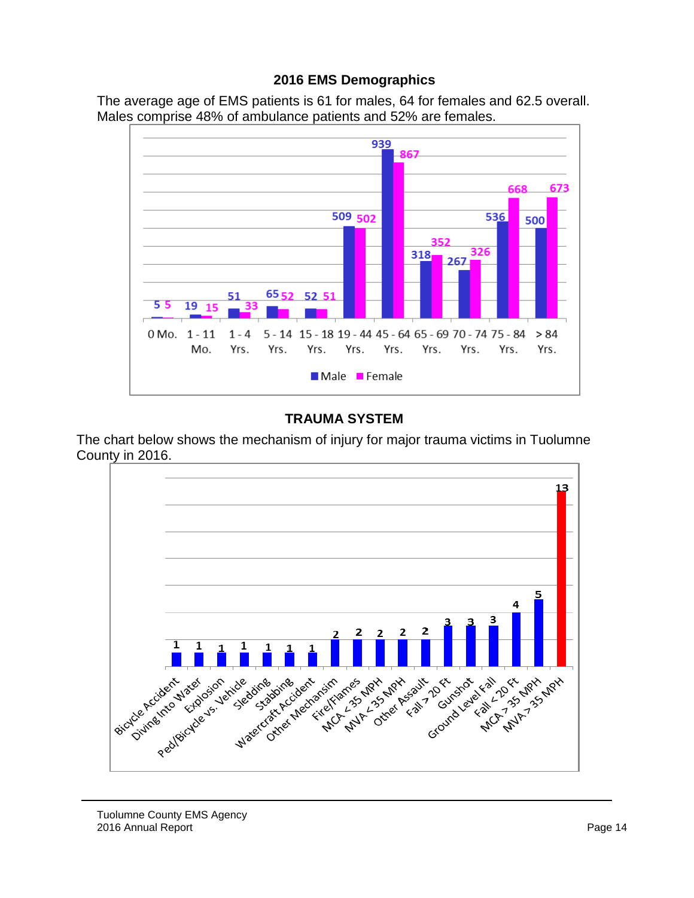## 2016 EMS Demographics

The average age of EMS patients is 61 for males, 64 for females and 62.5 overall. Males comprise 48% of ambulance patients and 52% are females.

| Age Group | Male | Female |
|---|---|---|
| 0 Mo. | 5 | 5 |
| 1 - 11 Mo. | 19 | 15 |
| 1 - 4 Yrs. | 51 | 33 |
| 5 - 14 Yrs. | 65 | 52 |
| 15 - 18 Yrs. | 52 | 51 |
| 19 - 44 Yrs. | 509 | 502 |
| 45 - 64 Yrs. | 939 | 867 |
| 65 - 69 Yrs. | 318 | 352 |
| 70 - 74 Yrs. | 267 | 326 |
| 75 - 84 Yrs. | 536 | 668 |
| > 84 Yrs. | 500 | 673 |

## TRAUMA SYSTEM

The chart below shows the mechanism of injury for major trauma victims in Tuolumne County in 2016.

| Mechanism of Injury | Count |
|---|---|
| Bicycle Accident | 1 |
| Diving Into Water | 1 |
| Explosion | 1 |
| Ped/Bicycle vs. Vehicle | 1 |
| Sledding | 1 |
| Stabbing | 1 |
| Watercraft Accident | 1 |
| Other Mechansim | 2 |
| Fire/Flames | 2 |
| MCA < 35 MPH | 2 |
| MVA < 35 MPH | 2 |
| Other Assault | 2 |
| Fall > 20 Ft | 3 |
| Gunshot | 3 |
| Ground Level Fall | 3 |
| Fall < 20 Ft | 4 |
| MCA > 35 MPH | 5 |
| MVA > 35 MPH | 13 |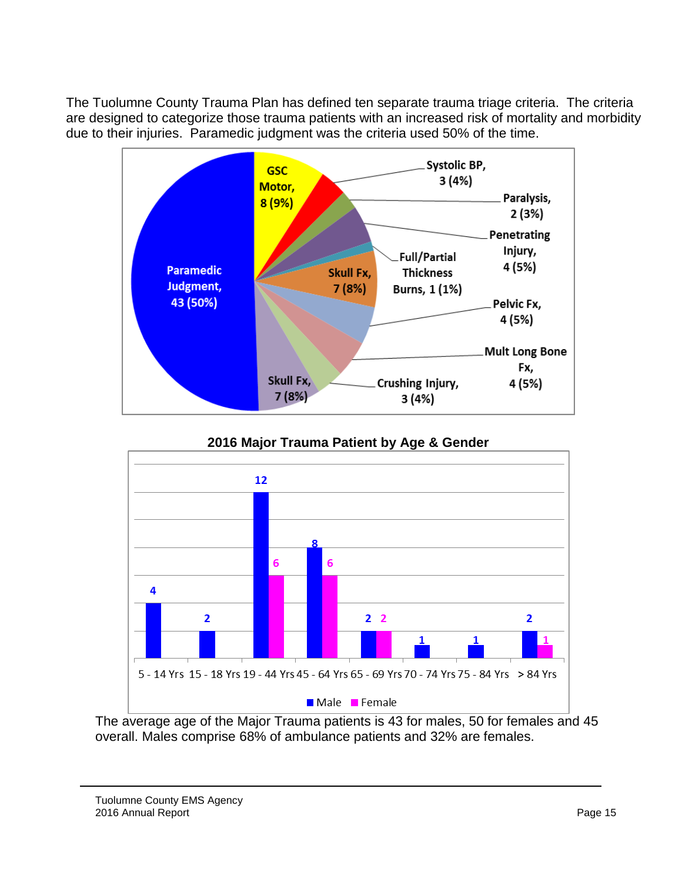The Tuolumne County Trauma Plan has defined ten separate trauma triage criteria. The criteria are designed to categorize those trauma patients with an increased risk of mortality and morbidity due to their injuries. Paramedic judgment was the criteria used 50% of the time.

| Trauma Triage Criteria | Count (%) |
|---|---|
| Paramedic Judgment | 43 (50%) |
| GSC Motor | 8 (9%) |
| Systolic BP | 3 (4%) |
| Paralysis | 2 (3%) |
| Penetrating Injury | 4 (5%) |
| Full/Partial Thickness Burns | 1 (1%) |
| Skull Fx | 7 (8%) |
| Pelvic Fx | 4 (5%) |
| Mult Long Bone Fx | 4 (5%) |
| Crushing Injury | 3 (4%) |
| Skull Fx | 7 (8%) |

**2016 Major Trauma Patient by Age & Gender**

| Age Group | Male | Female |
|---|---|---|
| 5 - 14 Yrs | 4 | |
| 15 - 18 Yrs | 2 | |
| 19 - 44 Yrs | 12 | 6 |
| 45 - 64 Yrs | 8 | 6 |
| 65 - 69 Yrs | 2 | 2 |
| 70 - 74 Yrs | 1 | |
| 75 - 84 Yrs | 1 | |
| > 84 Yrs | 2 | 1 |

The average age of the Major Trauma patients is 43 for males, 50 for females and 45 overall. Males comprise 68% of ambulance patients and 32% are females.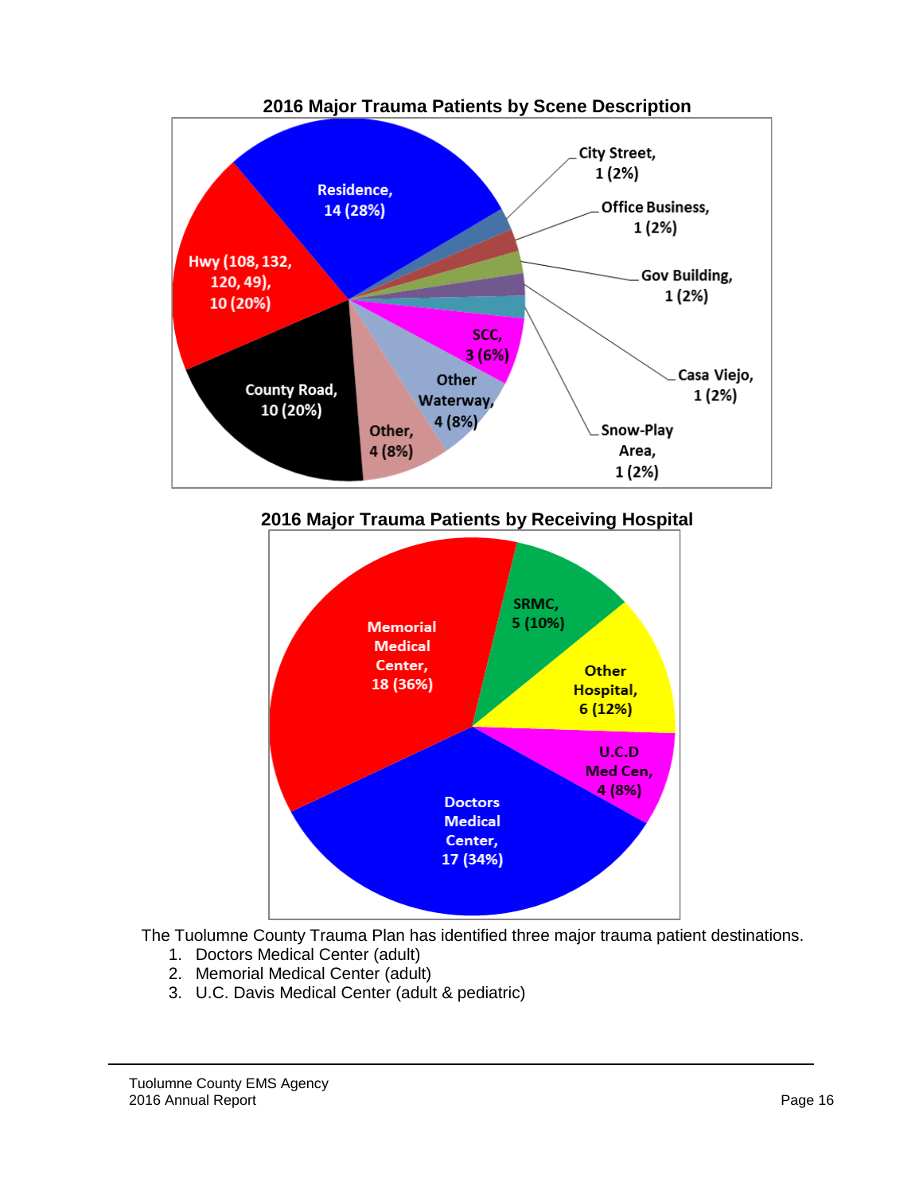**2016 Major Trauma Patients by Scene Description**

| Scene Description | Patients |
| --- | --- |
| Residence | 14 (28%) |
| Hwy (108, 132, 120, 49) | 10 (20%) |
| County Road | 10 (20%) |
| Other | 4 (8%) |
| Other Waterway | 4 (8%) |
| SCC | 3 (6%) |
| City Street | 1 (2%) |
| Office Business | 1 (2%) |
| Gov Building | 1 (2%) |
| Casa Viejo | 1 (2%) |
| Snow-Play Area | 1 (2%) |

**2016 Major Trauma Patients by Receiving Hospital**

| Receiving Hospital | Patients |
| --- | --- |
| Memorial Medical Center | 18 (36%) |
| Doctors Medical Center | 17 (34%) |
| Other Hospital | 6 (12%) |
| SRMC | 5 (10%) |
| U.C.D Med Cen | 4 (8%) |

The Tuolumne County Trauma Plan has identified three major trauma patient destinations.

1. Doctors Medical Center (adult)
2. Memorial Medical Center (adult)
3. U.C. Davis Medical Center (adult & pediatric)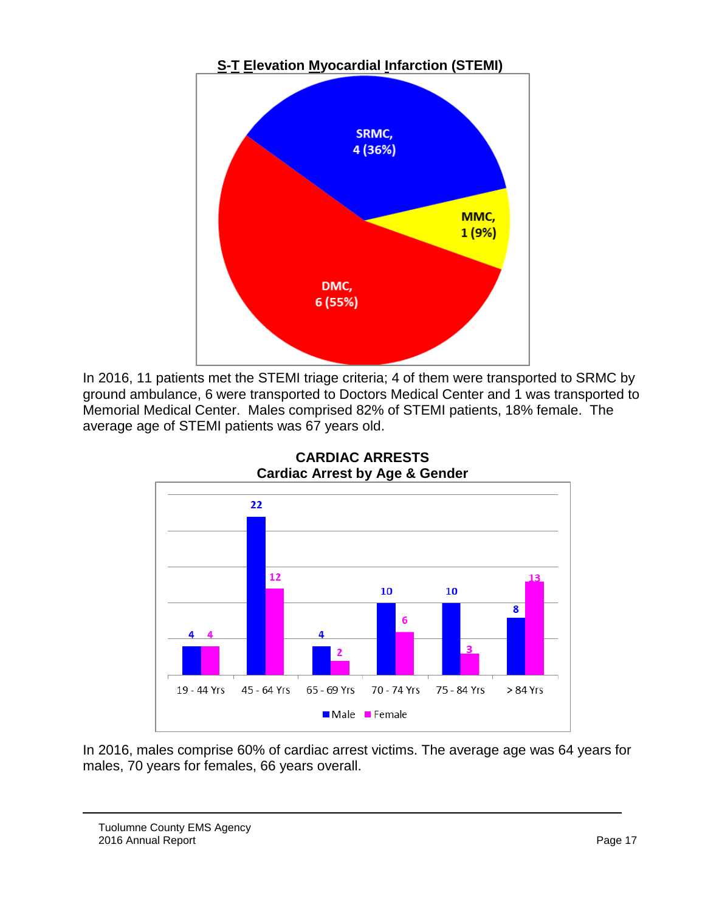## S-T Elevation Myocardial Infarction (STEMI)

SRMC, 4 (36%)
MMC, 1 (9%)
DMC, 6 (55%)

In 2016, 11 patients met the STEMI triage criteria; 4 of them were transported to SRMC by ground ambulance, 6 were transported to Doctors Medical Center and 1 was transported to Memorial Medical Center. Males comprised 82% of STEMI patients, 18% female. The average age of STEMI patients was 67 years old.

## CARDIAC ARRESTS

### Cardiac Arrest by Age & Gender

| Age Group | Male | Female |
|---|---|---|
| 19 - 44 Yrs | 4 | 4 |
| 45 - 64 Yrs | 22 | 12 |
| 65 - 69 Yrs | 4 | 2 |
| 70 - 74 Yrs | 10 | 6 |
| 75 - 84 Yrs | 10 | 3 |
| > 84 Yrs | 8 | 13 |

In 2016, males comprise 60% of cardiac arrest victims. The average age was 64 years for males, 70 years for females, 66 years overall.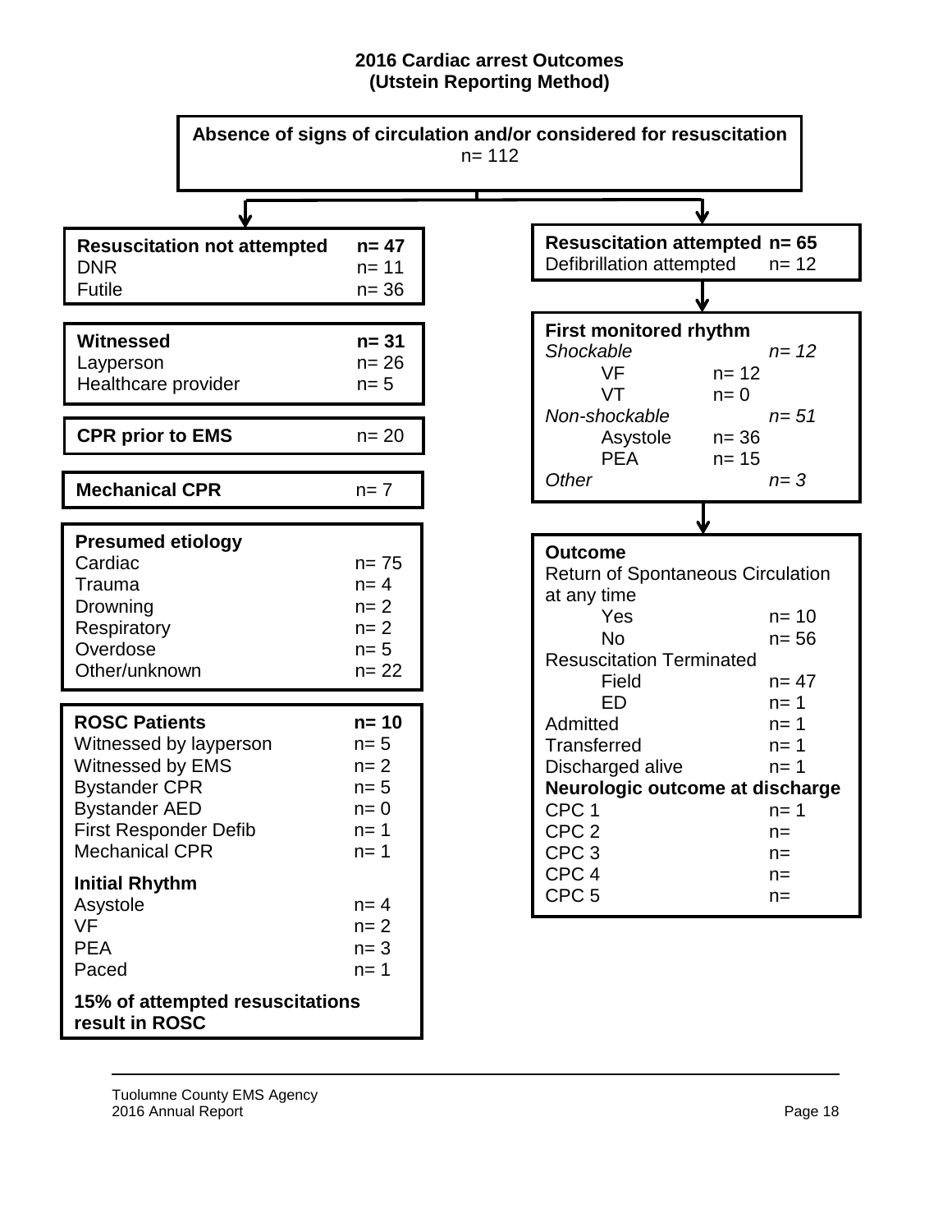## 2016 Cardiac arrest Outcomes
## (Utstein Reporting Method)

**Absence of signs of circulation and/or considered for resuscitation**
n= 112

| **Resuscitation not attempted** | **n= 47** |
|---|---|
| DNR | n= 11 |
| Futile | n= 36 |

| **Witnessed** | **n= 31** |
|---|---|
| Layperson | n= 26 |
| Healthcare provider | n= 5 |

| **CPR prior to EMS** | n= 20 |
|---|---|

| **Mechanical CPR** | n= 7 |
|---|---|

| **Presumed etiology** | |
|---|---|
| Cardiac | n= 75 |
| Trauma | n= 4 |
| Drowning | n= 2 |
| Respiratory | n= 2 |
| Overdose | n= 5 |
| Other/unknown | n= 22 |

| **ROSC Patients** | **n= 10** |
|---|---|
| Witnessed by layperson | n= 5 |
| Witnessed by EMS | n= 2 |
| Bystander CPR | n= 5 |
| Bystander AED | n= 0 |
| First Responder Defib | n= 1 |
| Mechanical CPR | n= 1 |
| **Initial Rhythm** | |
| Asystole | n= 4 |
| VF | n= 2 |
| PEA | n= 3 |
| Paced | n= 1 |

**15% of attempted resuscitations result in ROSC**

| **Resuscitation attempted** | **n= 65** |
|---|---|
| Defibrillation attempted | n= 12 |

| **First monitored rhythm** | | |
|---|---|---|
| *Shockable* | | *n= 12* |
| VF | n= 12 | |
| VT | n= 0 | |
| *Non-shockable* | | *n= 51* |
| Asystole | n= 36 | |
| PEA | n= 15 | |
| *Other* | | *n= 3* |

| **Outcome** | |
|---|---|
| Return of Spontaneous Circulation at any time | |
| Yes | n= 10 |
| No | n= 56 |
| Resuscitation Terminated | |
| Field | n= 47 |
| ED | n= 1 |
| Admitted | n= 1 |
| Transferred | n= 1 |
| Discharged alive | n= 1 |
| **Neurologic outcome at discharge** | |
| CPC 1 | n= 1 |
| CPC 2 | n= |
| CPC 3 | n= |
| CPC 4 | n= |
| CPC 5 | n= |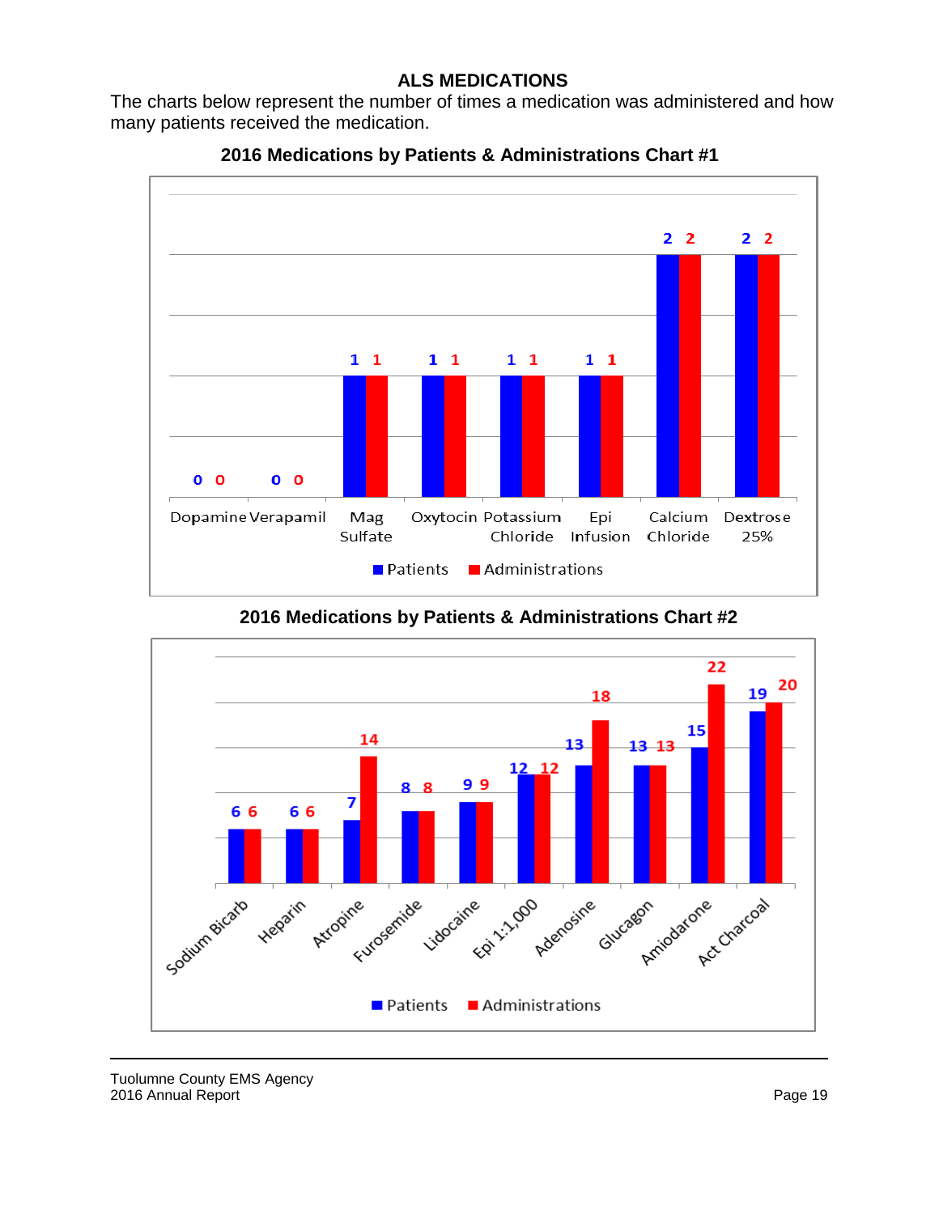## ALS MEDICATIONS

The charts below represent the number of times a medication was administered and how many patients received the medication.

### 2016 Medications by Patients & Administrations Chart #1

| Medication | Patients | Administrations |
|---|---|---|
| Dopamine | 0 | 0 |
| Verapamil | 0 | 0 |
| Mag Sulfate | 1 | 1 |
| Oxytocin | 1 | 1 |
| Potassium Chloride | 1 | 1 |
| Epi Infusion | 1 | 1 |
| Calcium Chloride | 2 | 2 |
| Dextrose 25% | 2 | 2 |

### 2016 Medications by Patients & Administrations Chart #2

| Medication | Patients | Administrations |
|---|---|---|
| Sodium Bicarb | 6 | 6 |
| Heparin | 6 | 6 |
| Atropine | 7 | 14 |
| Furosemide | 8 | 8 |
| Lidocaine | 9 | 9 |
| Epi 1:1,000 | 12 | 12 |
| Adenosine | 13 | 18 |
| Glucagon | 13 | 13 |
| Amiodarone | 15 | 22 |
| Act Charcoal | 19 | 20 |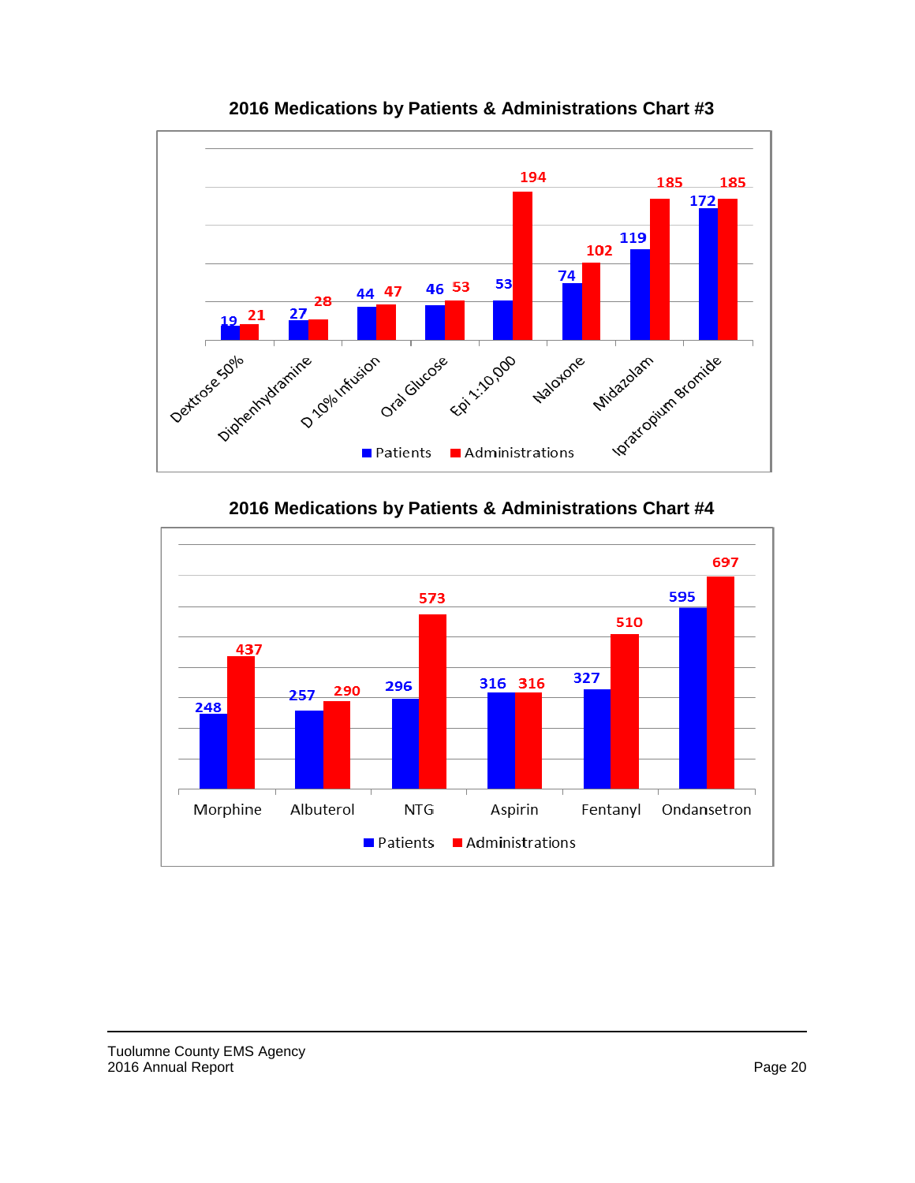## 2016 Medications by Patients & Administrations Chart #3

| Medication | Patients | Administrations |
|---|---|---|
| Dextrose 50% | 19 | 21 |
| Diphenhydramine | 27 | 28 |
| D 10% Infusion | 44 | 47 |
| Oral Glucose | 46 | 53 |
| Epi 1:10,000 | 53 | 194 |
| Naloxone | 74 | 102 |
| Midazolam | 119 | 185 |
| Ipratropium Bromide | 172 | 185 |

## 2016 Medications by Patients & Administrations Chart #4

| Medication | Patients | Administrations |
|---|---|---|
| Morphine | 248 | 437 |
| Albuterol | 257 | 290 |
| NTG | 296 | 573 |
| Aspirin | 316 | 316 |
| Fentanyl | 327 | 510 |
| Ondansetron | 595 | 697 |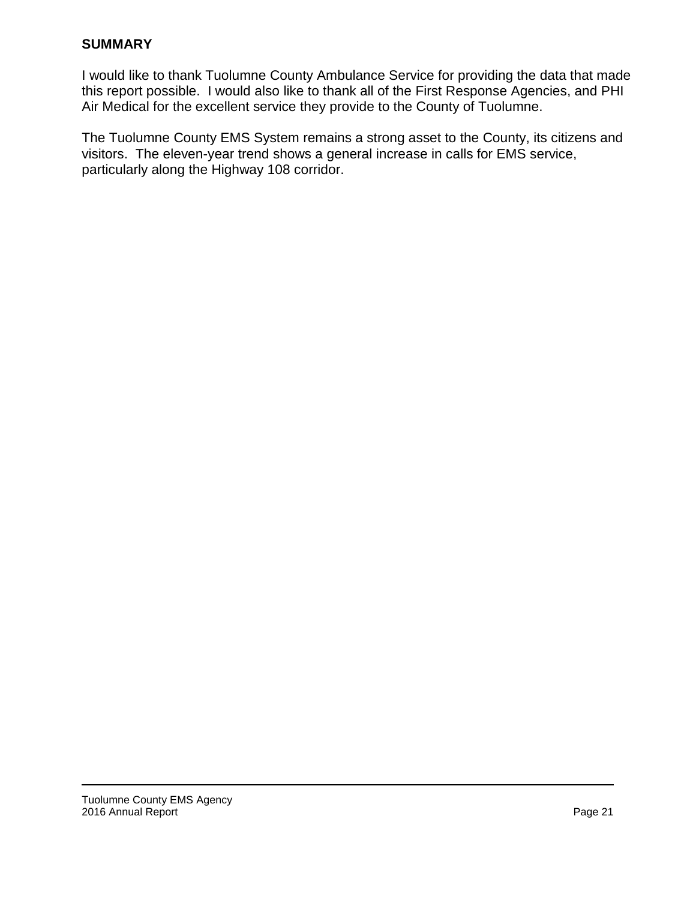## SUMMARY

I would like to thank Tuolumne County Ambulance Service for providing the data that made this report possible. I would also like to thank all of the First Response Agencies, and PHI Air Medical for the excellent service they provide to the County of Tuolumne.

The Tuolumne County EMS System remains a strong asset to the County, its citizens and visitors. The eleven-year trend shows a general increase in calls for EMS service, particularly along the Highway 108 corridor.